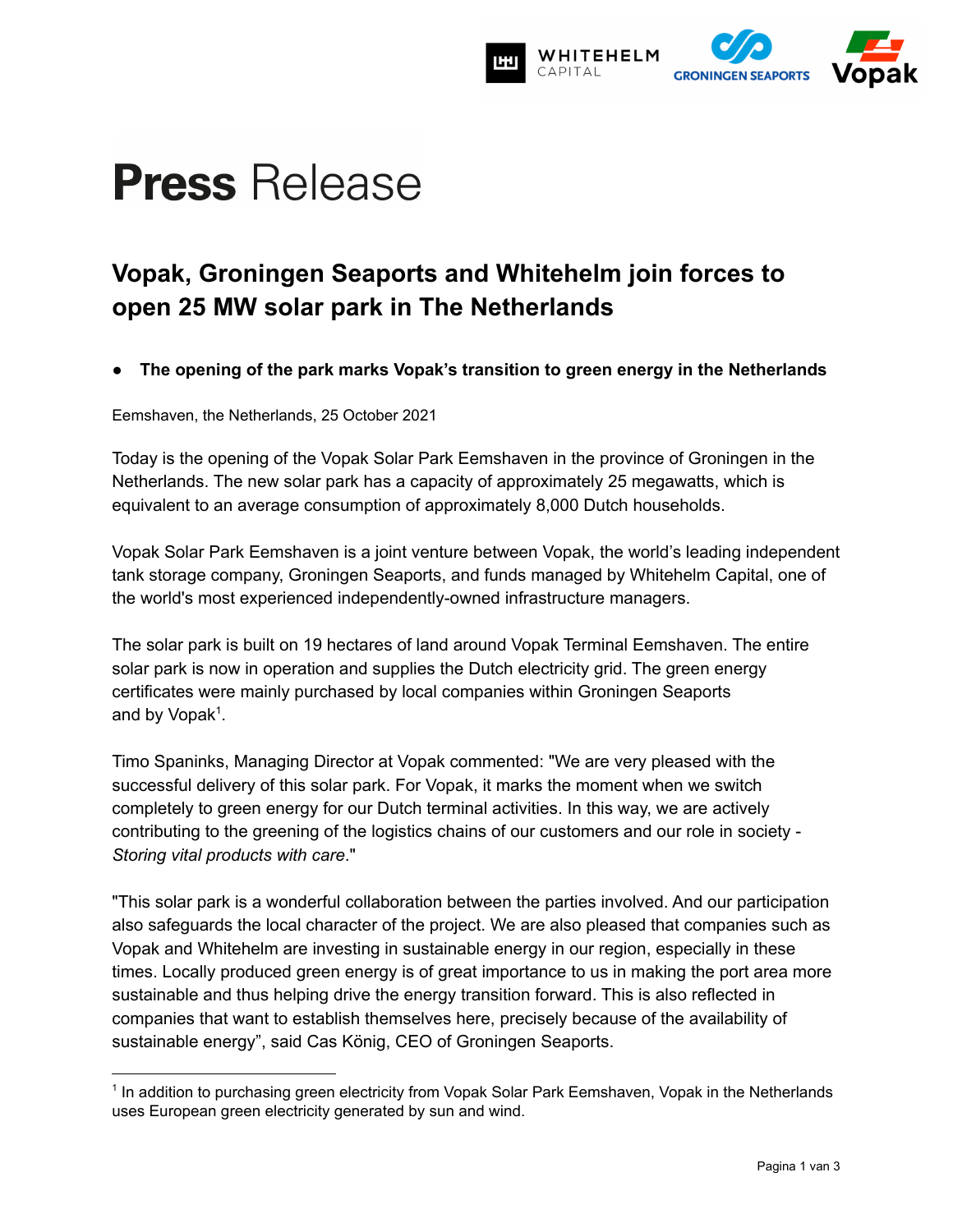# **Press** Release

## Vopak, Groningen Seaports and Whitehelm join forces to open 25 MW solar park in The Netherlands

- **The opening of the park marks Vopak's transition to green energy in the Netherlands**

Eemshaven, the Netherlands, 25 October 2021

Today is the opening of the Vopak Solar Park Eemshaven in the province of Groningen in the Netherlands. The new solar park has a capacity of approximately 25 megawatts, which is equivalent to an average consumption of approximately 8,000 Dutch households.

Vopak Solar Park Eemshaven is a joint venture between Vopak, the world's leading independent tank storage company, Groningen Seaports, and funds managed by Whitehelm Capital, one of the world's most experienced independently-owned infrastructure managers.

The solar park is built on 19 hectares of land around Vopak Terminal Eemshaven. The entire solar park is now in operation and supplies the Dutch electricity grid. The green energy certificates were mainly purchased by local companies within Groningen Seaports and by Vopak[1].

Timo Spaninks, Managing Director at Vopak commented: "We are very pleased with the successful delivery of this solar park. For Vopak, it marks the moment when we switch completely to green energy for our Dutch terminal activities. In this way, we are actively contributing to the greening of the logistics chains of our customers and our role in society - *Storing vital products with care*."

"This solar park is a wonderful collaboration between the parties involved. And our participation also safeguards the local character of the project. We are also pleased that companies such as Vopak and Whitehelm are investing in sustainable energy in our region, especially in these times. Locally produced green energy is of great importance to us in making the port area more sustainable and thus helping drive the energy transition forward. This is also reflected in companies that want to establish themselves here, precisely because of the availability of sustainable energy", said Cas König, CEO of Groningen Seaports.

---

[1] In addition to purchasing green electricity from Vopak Solar Park Eemshaven, Vopak in the Netherlands uses European green electricity generated by sun and wind.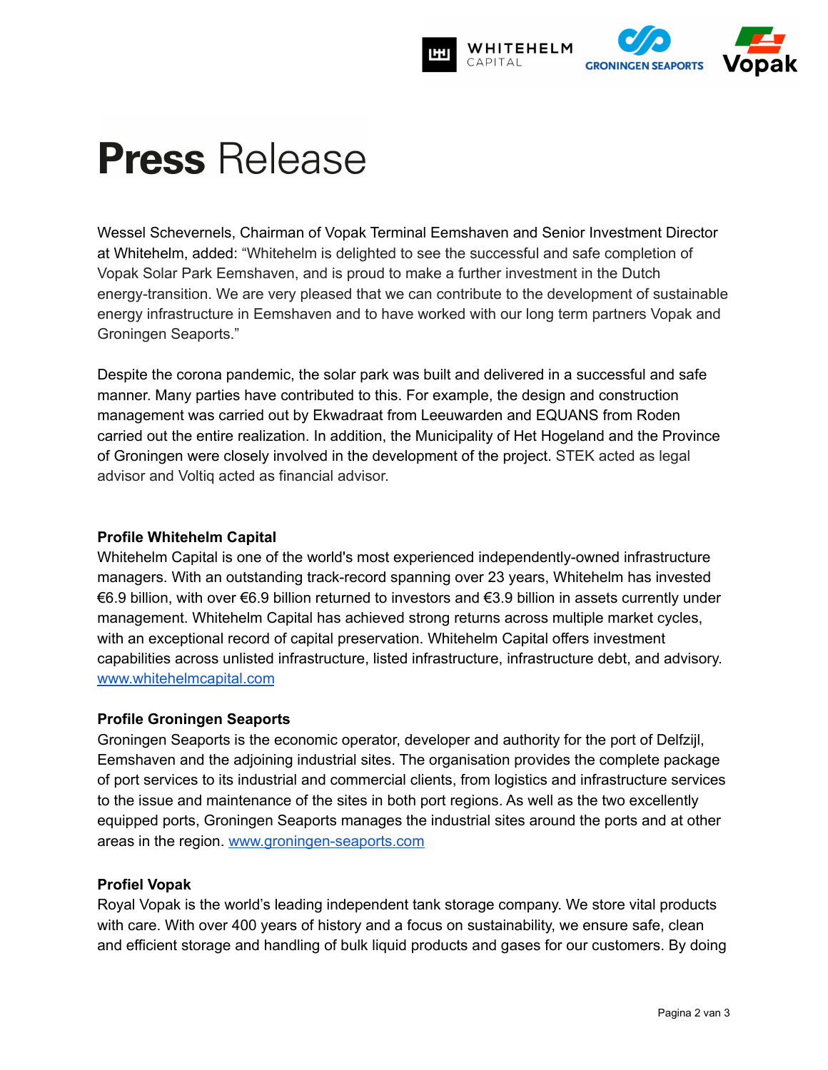# **Press** Release

Wessel Schevernels, Chairman of Vopak Terminal Eemshaven and Senior Investment Director at Whitehelm, added: "Whitehelm is delighted to see the successful and safe completion of Vopak Solar Park Eemshaven, and is proud to make a further investment in the Dutch energy-transition. We are very pleased that we can contribute to the development of sustainable energy infrastructure in Eemshaven and to have worked with our long term partners Vopak and Groningen Seaports."

Despite the corona pandemic, the solar park was built and delivered in a successful and safe manner. Many parties have contributed to this. For example, the design and construction management was carried out by Ekwadraat from Leeuwarden and EQUANS from Roden carried out the entire realization. In addition, the Municipality of Het Hogeland and the Province of Groningen were closely involved in the development of the project. STEK acted as legal advisor and Voltiq acted as financial advisor.

**Profile Whitehelm Capital**
Whitehelm Capital is one of the world's most experienced independently-owned infrastructure managers. With an outstanding track-record spanning over 23 years, Whitehelm has invested €6.9 billion, with over €6.9 billion returned to investors and €3.9 billion in assets currently under management. Whitehelm Capital has achieved strong returns across multiple market cycles, with an exceptional record of capital preservation. Whitehelm Capital offers investment capabilities across unlisted infrastructure, listed infrastructure, infrastructure debt, and advisory. [www.whitehelmcapital.com](www.whitehelmcapital.com)

**Profile Groningen Seaports**
Groningen Seaports is the economic operator, developer and authority for the port of Delfzijl, Eemshaven and the adjoining industrial sites. The organisation provides the complete package of port services to its industrial and commercial clients, from logistics and infrastructure services to the issue and maintenance of the sites in both port regions. As well as the two excellently equipped ports, Groningen Seaports manages the industrial sites around the ports and at other areas in the region. [www.groningen-seaports.com](www.groningen-seaports.com)

**Profiel Vopak**
Royal Vopak is the world's leading independent tank storage company. We store vital products with care. With over 400 years of history and a focus on sustainability, we ensure safe, clean and efficient storage and handling of bulk liquid products and gases for our customers. By doing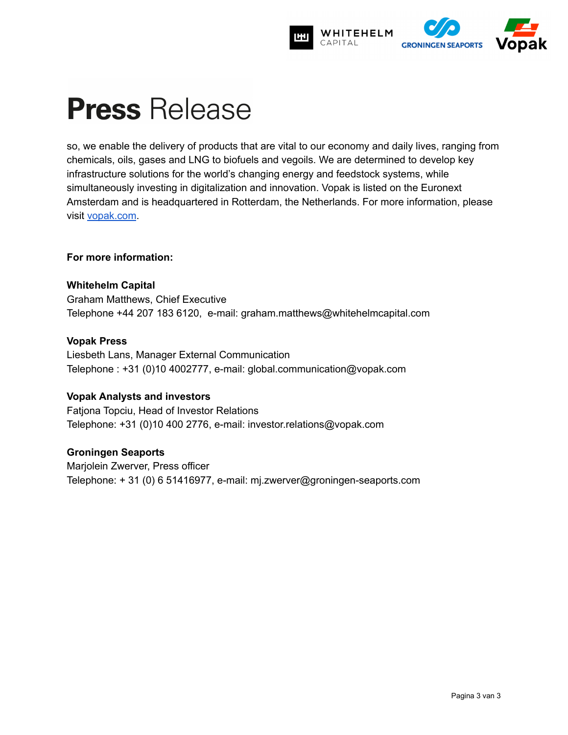# **Press** Release

so, we enable the delivery of products that are vital to our economy and daily lives, ranging from chemicals, oils, gases and LNG to biofuels and vegoils. We are determined to develop key infrastructure solutions for the world's changing energy and feedstock systems, while simultaneously investing in digitalization and innovation. Vopak is listed on the Euronext Amsterdam and is headquartered in Rotterdam, the Netherlands. For more information, please visit vopak.com.

**For more information:**

**Whitehelm Capital**
Graham Matthews, Chief Executive
Telephone +44 207 183 6120, e-mail: graham.matthews@whitehelmcapital.com

**Vopak Press**
Liesbeth Lans, Manager External Communication
Telephone : +31 (0)10 4002777, e-mail: global.communication@vopak.com

**Vopak Analysts and investors**
Fatjona Topciu, Head of Investor Relations
Telephone: +31 (0)10 400 2776, e-mail: investor.relations@vopak.com

**Groningen Seaports**
Marjolein Zwerver, Press officer
Telephone: + 31 (0) 6 51416977, e-mail: mj.zwerver@groningen-seaports.com